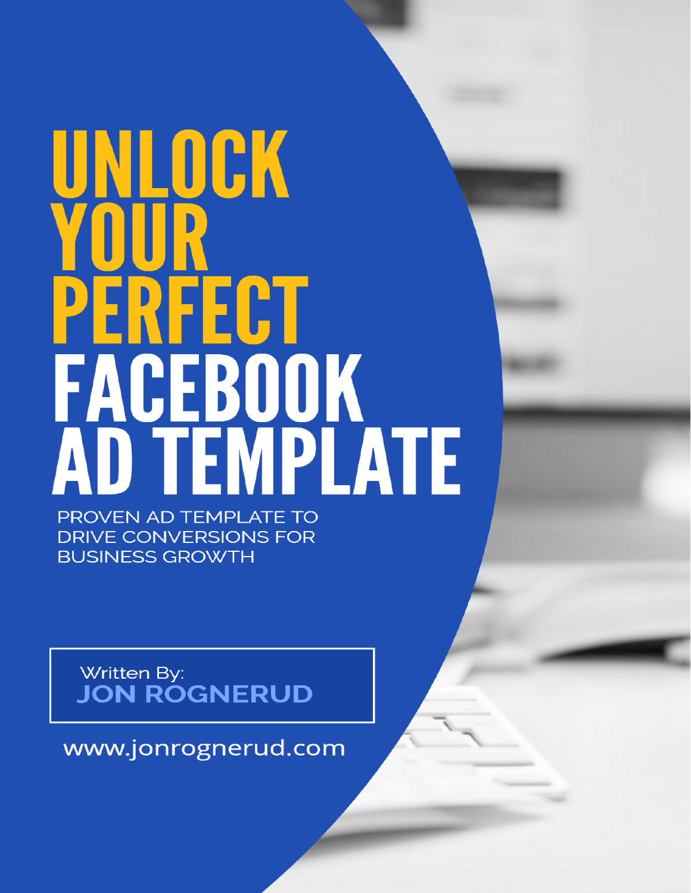# UNLOCK YOUR PERFECT FACEBOOK AD TEMPLATE

PROVEN AD TEMPLATE TO DRIVE CONVERSIONS FOR BUSINESS GROWTH

Written By:
**JON ROGNERUD**

www.jonrognerud.com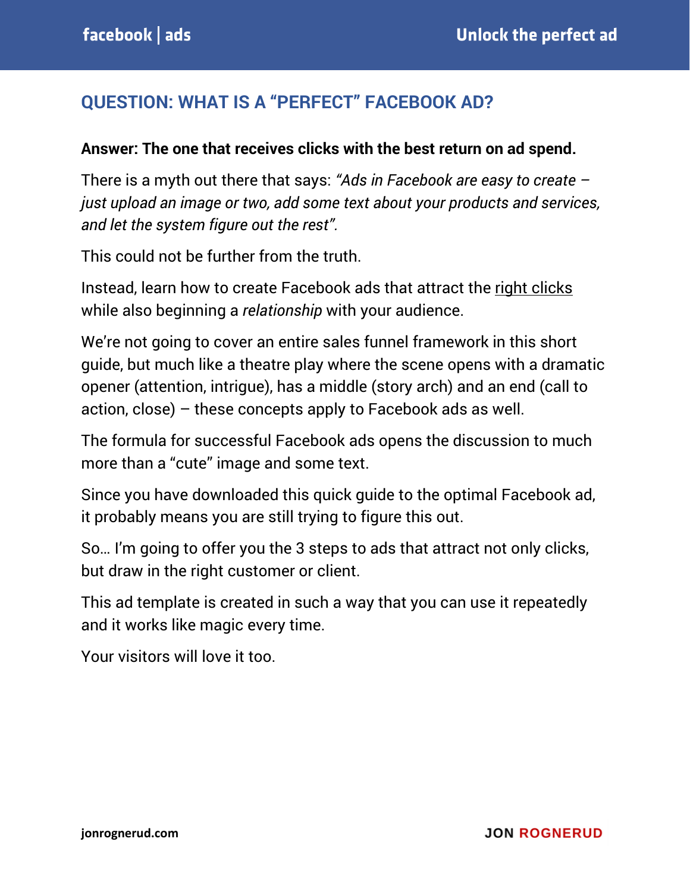## QUESTION: WHAT IS A "PERFECT" FACEBOOK AD?

**Answer: The one that receives clicks with the best return on ad spend.**

There is a myth out there that says: *"Ads in Facebook are easy to create – just upload an image or two, add some text about your products and services, and let the system figure out the rest".*

This could not be further from the truth.

Instead, learn how to create Facebook ads that attract the <u>right clicks</u> while also beginning a *relationship* with your audience.

We're not going to cover an entire sales funnel framework in this short guide, but much like a theatre play where the scene opens with a dramatic opener (attention, intrigue), has a middle (story arch) and an end (call to action, close) – these concepts apply to Facebook ads as well.

The formula for successful Facebook ads opens the discussion to much more than a "cute" image and some text.

Since you have downloaded this quick guide to the optimal Facebook ad, it probably means you are still trying to figure this out.

So… I'm going to offer you the 3 steps to ads that attract not only clicks, but draw in the right customer or client.

This ad template is created in such a way that you can use it repeatedly and it works like magic every time.

Your visitors will love it too.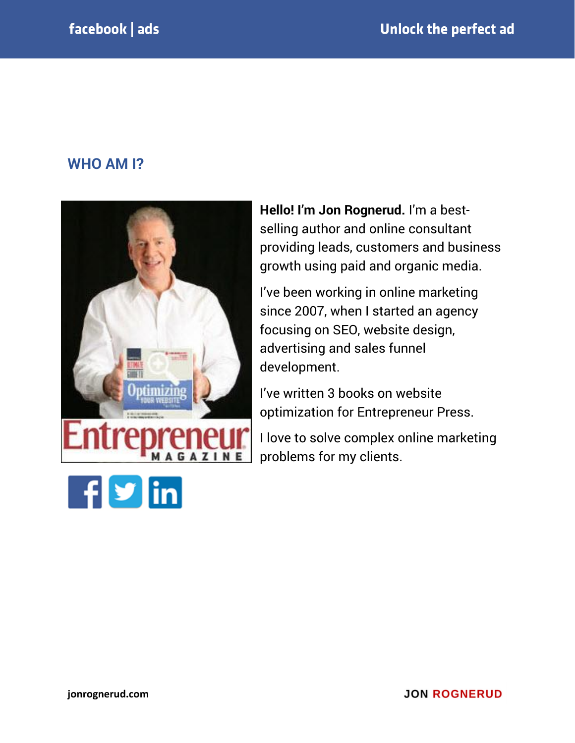## WHO AM I?

**Hello! I'm Jon Rognerud.** I'm a best-selling author and online consultant providing leads, customers and business growth using paid and organic media.

I've been working in online marketing since 2007, when I started an agency focusing on SEO, website design, advertising and sales funnel development.

I've written 3 books on website optimization for Entrepreneur Press.

I love to solve complex online marketing problems for my clients.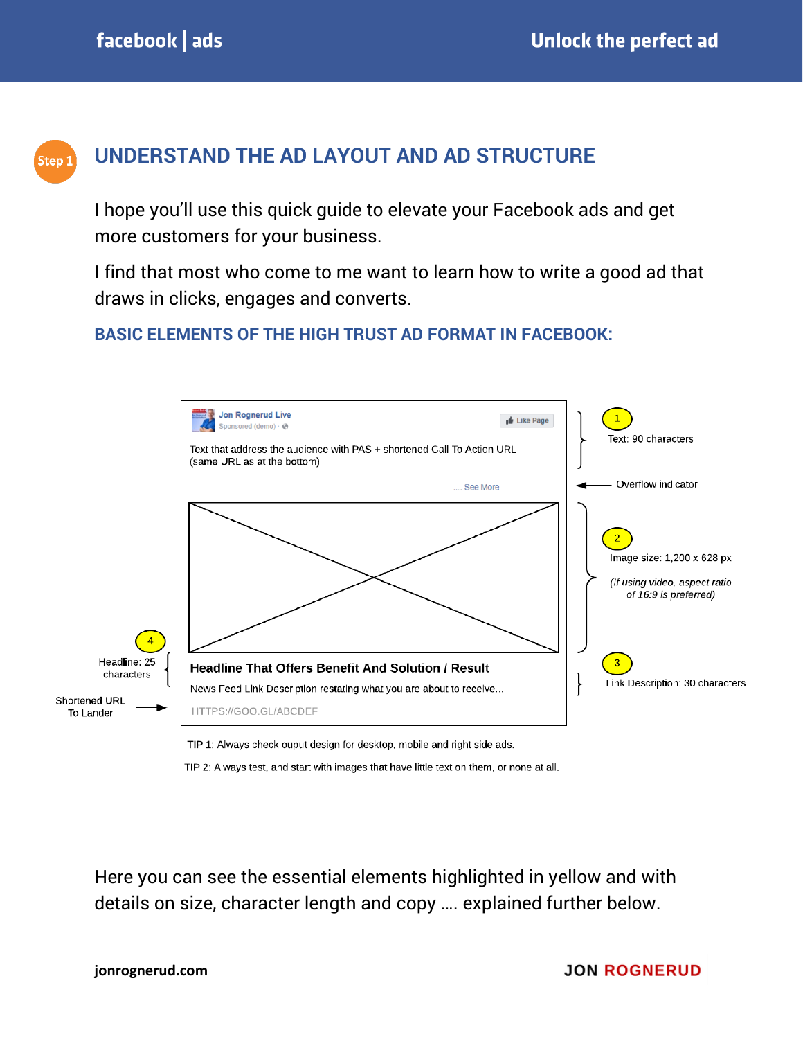## Step 1

# UNDERSTAND THE AD LAYOUT AND AD STRUCTURE

I hope you'll use this quick guide to elevate your Facebook ads and get more customers for your business.

I find that most who come to me want to learn how to write a good ad that draws in clicks, engages and converts.

### BASIC ELEMENTS OF THE HIGH TRUST AD FORMAT IN FACEBOOK:

Jon Rognerud Live
Sponsored (demo) ·

Like Page

Text that address the audience with PAS + shortened Call To Action URL (same URL as at the bottom)

.... See More

Headline That Offers Benefit And Solution / Result

News Feed Link Description restating what you are about to receive...

HTTPS://GOO.GL/ABCDEF

1 Text: 90 characters

Overflow indicator

2 Image size: 1,200 x 628 px

*(If using video, aspect ratio of 16:9 is preferred)*

3 Link Description: 30 characters

4 Headline: 25 characters

Shortened URL To Lander

TIP 1: Always check ouput design for desktop, mobile and right side ads.

TIP 2: Always test, and start with images that have little text on them, or none at all.

Here you can see the essential elements highlighted in yellow and with details on size, character length and copy …. explained further below.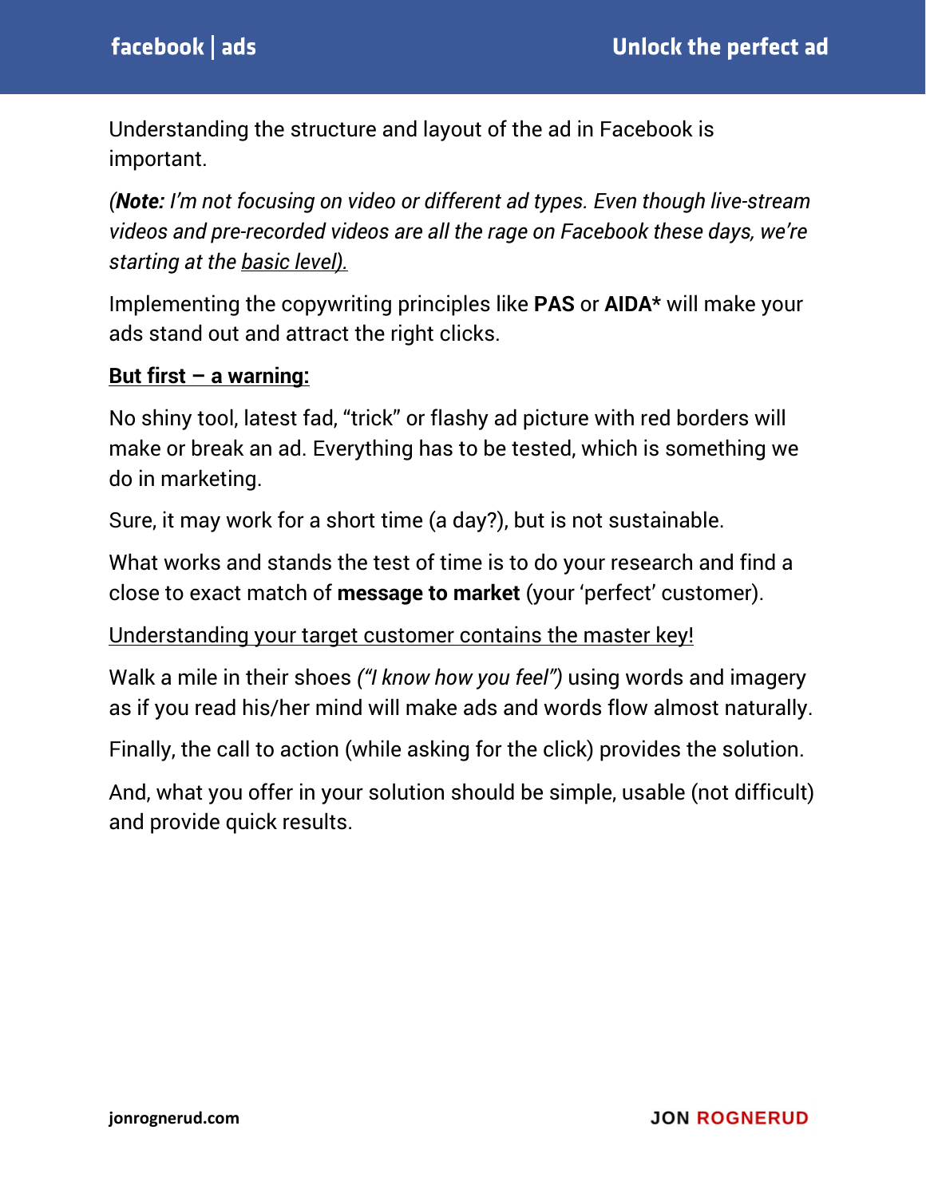Understanding the structure and layout of the ad in Facebook is important.

*(**Note:** I'm not focusing on video or different ad types. Even though live-stream videos and pre-recorded videos are all the rage on Facebook these days, we're starting at the basic level).*

Implementing the copywriting principles like **PAS** or **AIDA*** will make your ads stand out and attract the right clicks.

**But first – a warning:**

No shiny tool, latest fad, "trick" or flashy ad picture with red borders will make or break an ad. Everything has to be tested, which is something we do in marketing.

Sure, it may work for a short time (a day?), but is not sustainable.

What works and stands the test of time is to do your research and find a close to exact match of **message to market** (your 'perfect' customer).

Understanding your target customer contains the master key!

Walk a mile in their shoes *("I know how you feel")* using words and imagery as if you read his/her mind will make ads and words flow almost naturally.

Finally, the call to action (while asking for the click) provides the solution.

And, what you offer in your solution should be simple, usable (not difficult) and provide quick results.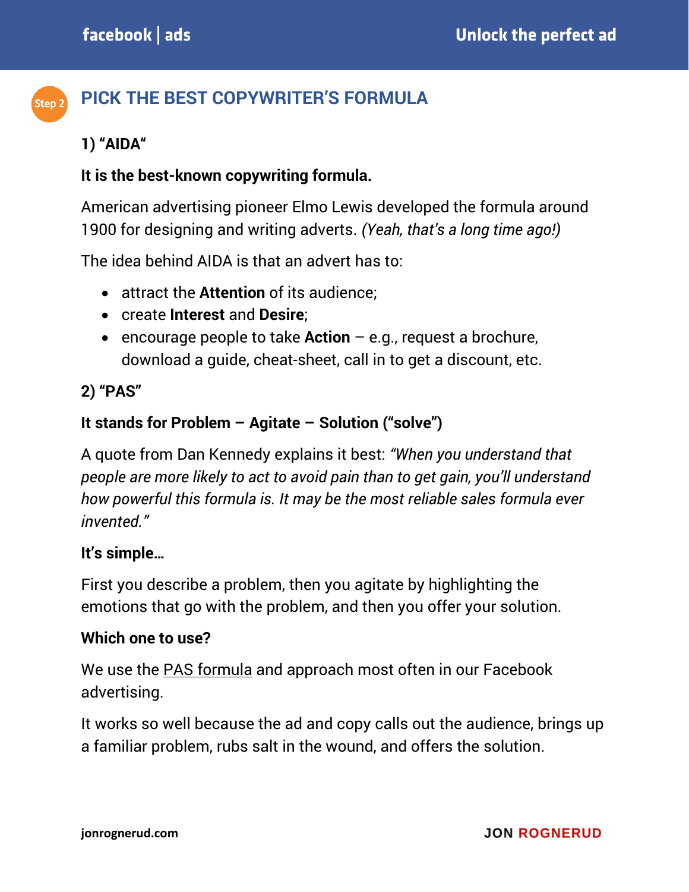## Step 2 PICK THE BEST COPYWRITER'S FORMULA

### 1) "AIDA"

**It is the best-known copywriting formula.**

American advertising pioneer Elmo Lewis developed the formula around 1900 for designing and writing adverts. *(Yeah, that's a long time ago!)*

The idea behind AIDA is that an advert has to:

- attract the **Attention** of its audience;
- create **Interest** and **Desire**;
- encourage people to take **Action** – e.g., request a brochure, download a guide, cheat-sheet, call in to get a discount, etc.

### 2) "PAS"

**It stands for Problem – Agitate – Solution ("solve")**

A quote from Dan Kennedy explains it best: *"When you understand that people are more likely to act to avoid pain than to get gain, you'll understand how powerful this formula is. It may be the most reliable sales formula ever invented."*

**It's simple…**

First you describe a problem, then you agitate by highlighting the emotions that go with the problem, and then you offer your solution.

**Which one to use?**

We use the PAS formula and approach most often in our Facebook advertising.

It works so well because the ad and copy calls out the audience, brings up a familiar problem, rubs salt in the wound, and offers the solution.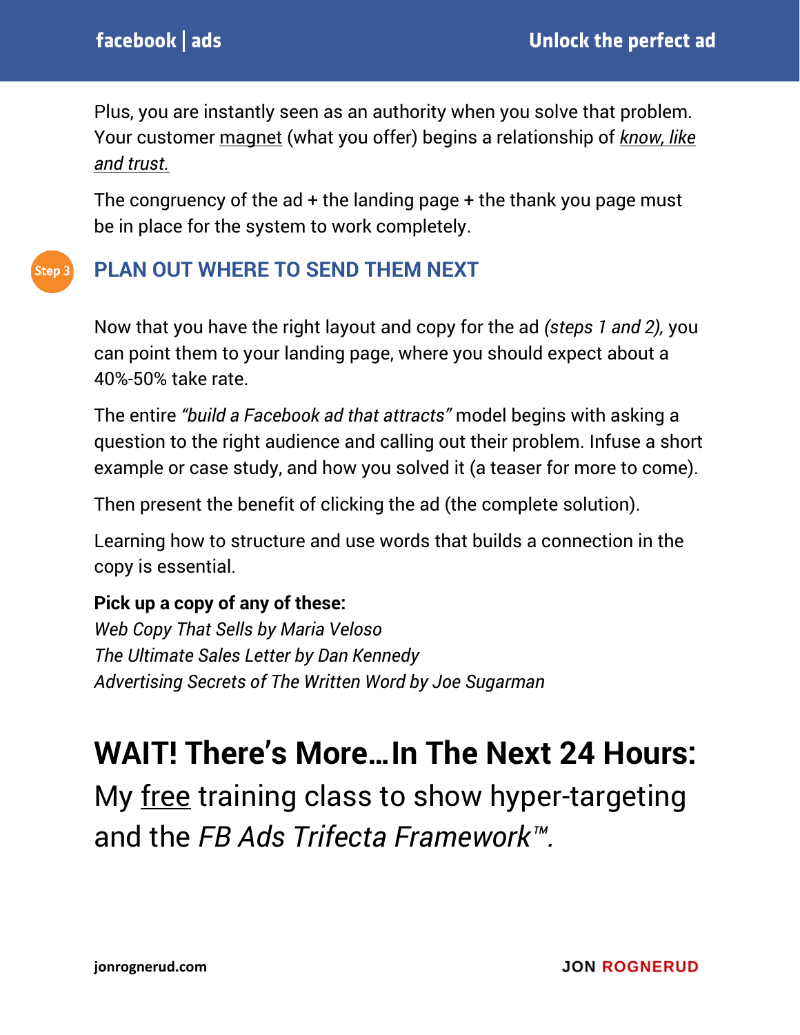Plus, you are instantly seen as an authority when you solve that problem. Your customer magnet (what you offer) begins a relationship of ***know, like and trust.***

The congruency of the ad + the landing page + the thank you page must be in place for the system to work completely.

## Step 3 PLAN OUT WHERE TO SEND THEM NEXT

Now that you have the right layout and copy for the ad *(steps 1 and 2),* you can point them to your landing page, where you should expect about a 40%-50% take rate.

The entire *"build a Facebook ad that attracts"* model begins with asking a question to the right audience and calling out their problem. Infuse a short example or case study, and how you solved it (a teaser for more to come).

Then present the benefit of clicking the ad (the complete solution).

Learning how to structure and use words that builds a connection in the copy is essential.

**Pick up a copy of any of these:**
*Web Copy That Sells by Maria Veloso*
*The Ultimate Sales Letter by Dan Kennedy*
*Advertising Secrets of The Written Word by Joe Sugarman*

# WAIT! There's More…In The Next 24 Hours:

My free training class to show hyper-targeting and the *FB Ads Trifecta Framework™.*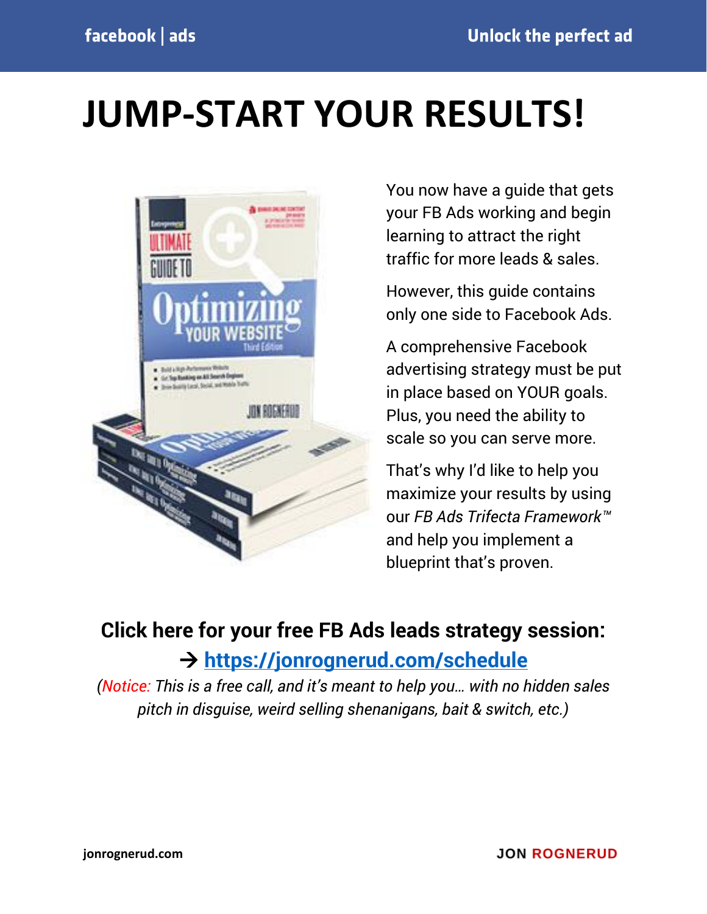# JUMP-START YOUR RESULTS!

You now have a guide that gets your FB Ads working and begin learning to attract the right traffic for more leads & sales.

However, this guide contains only one side to Facebook Ads.

A comprehensive Facebook advertising strategy must be put in place based on YOUR goals. Plus, you need the ability to scale so you can serve more.

That's why I'd like to help you maximize your results by using our *FB Ads Trifecta Framework™* and help you implement a blueprint that's proven.

**Click here for your free FB Ads leads strategy session:**

**→ https://jonrognerud.com/schedule**

*(Notice: This is a free call, and it's meant to help you… with no hidden sales pitch in disguise, weird selling shenanigans, bait & switch, etc.)*